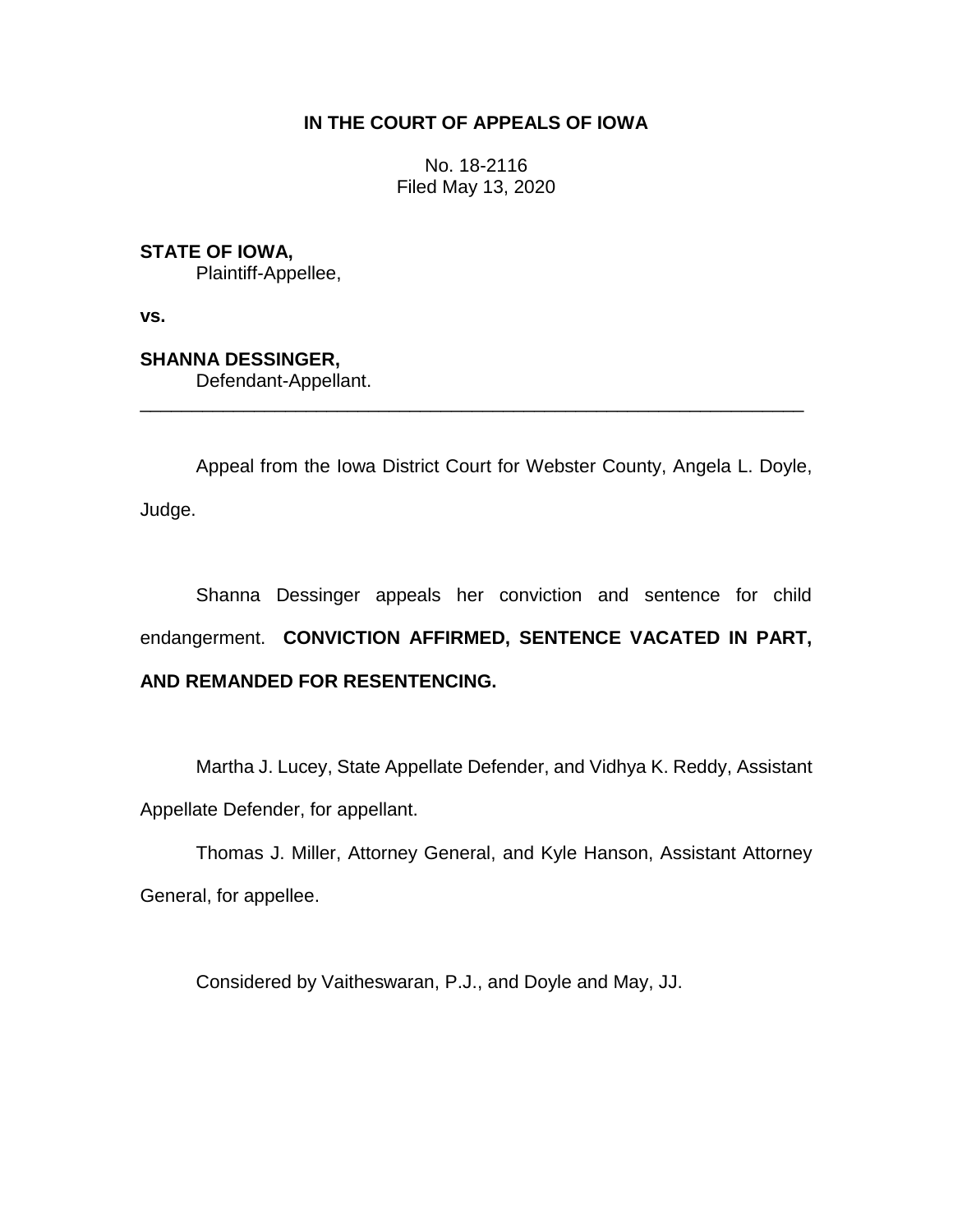**IN THE COURT OF APPEALS OF IOWA**

No. 18-2116
Filed May 13, 2020

**STATE OF IOWA,**
Plaintiff-Appellee,

**vs.**

**SHANNA DESSINGER,**
Defendant-Appellant.

---

Appeal from the Iowa District Court for Webster County, Angela L. Doyle, Judge.

Shanna Dessinger appeals her conviction and sentence for child endangerment. **CONVICTION AFFIRMED, SENTENCE VACATED IN PART, AND REMANDED FOR RESENTENCING.**

Martha J. Lucey, State Appellate Defender, and Vidhya K. Reddy, Assistant Appellate Defender, for appellant.

Thomas J. Miller, Attorney General, and Kyle Hanson, Assistant Attorney General, for appellee.

Considered by Vaitheswaran, P.J., and Doyle and May, JJ.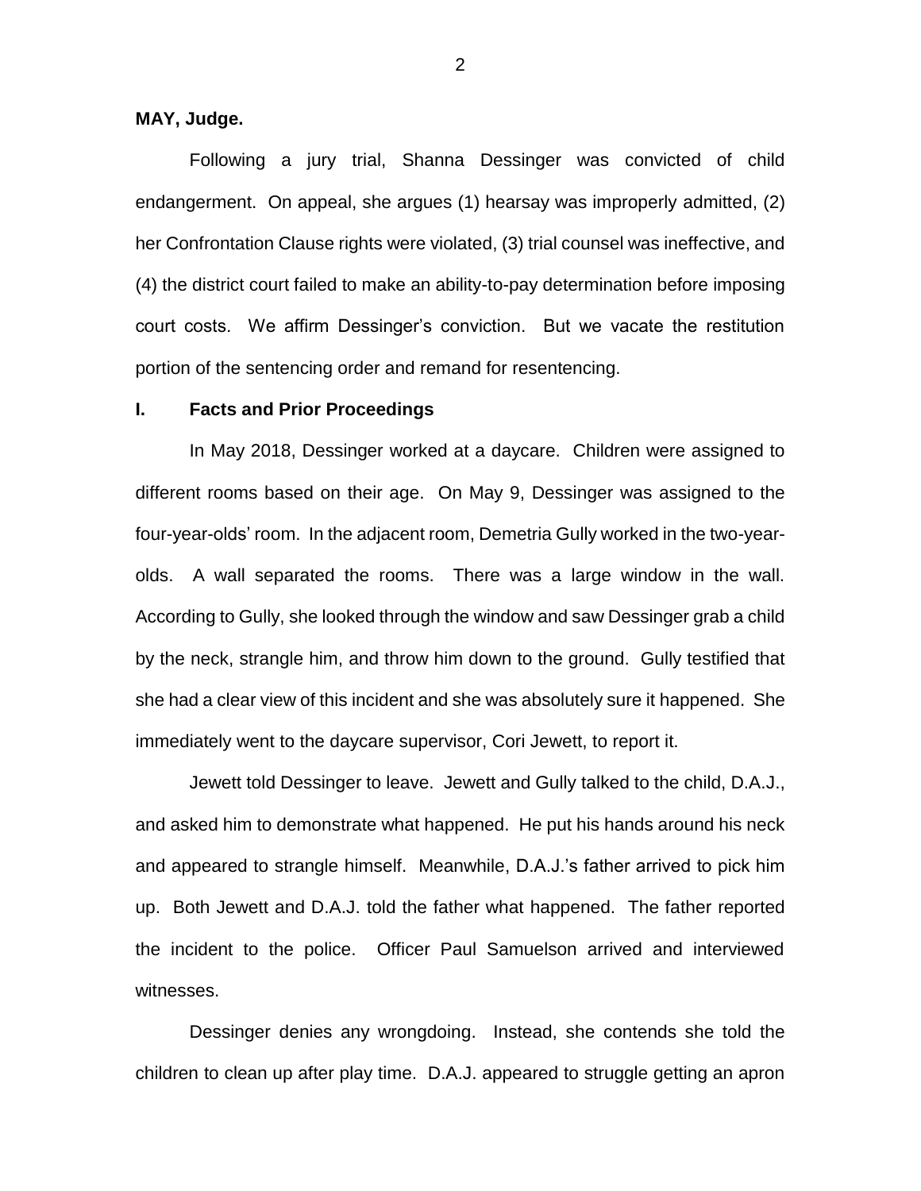**MAY, Judge.**

Following a jury trial, Shanna Dessinger was convicted of child endangerment. On appeal, she argues (1) hearsay was improperly admitted, (2) her Confrontation Clause rights were violated, (3) trial counsel was ineffective, and (4) the district court failed to make an ability-to-pay determination before imposing court costs. We affirm Dessinger's conviction. But we vacate the restitution portion of the sentencing order and remand for resentencing.

## I. Facts and Prior Proceedings

In May 2018, Dessinger worked at a daycare. Children were assigned to different rooms based on their age. On May 9, Dessinger was assigned to the four-year-olds' room. In the adjacent room, Demetria Gully worked in the two-year-olds. A wall separated the rooms. There was a large window in the wall. According to Gully, she looked through the window and saw Dessinger grab a child by the neck, strangle him, and throw him down to the ground. Gully testified that she had a clear view of this incident and she was absolutely sure it happened. She immediately went to the daycare supervisor, Cori Jewett, to report it.

Jewett told Dessinger to leave. Jewett and Gully talked to the child, D.A.J., and asked him to demonstrate what happened. He put his hands around his neck and appeared to strangle himself. Meanwhile, D.A.J.'s father arrived to pick him up. Both Jewett and D.A.J. told the father what happened. The father reported the incident to the police. Officer Paul Samuelson arrived and interviewed witnesses.

Dessinger denies any wrongdoing. Instead, she contends she told the children to clean up after play time. D.A.J. appeared to struggle getting an apron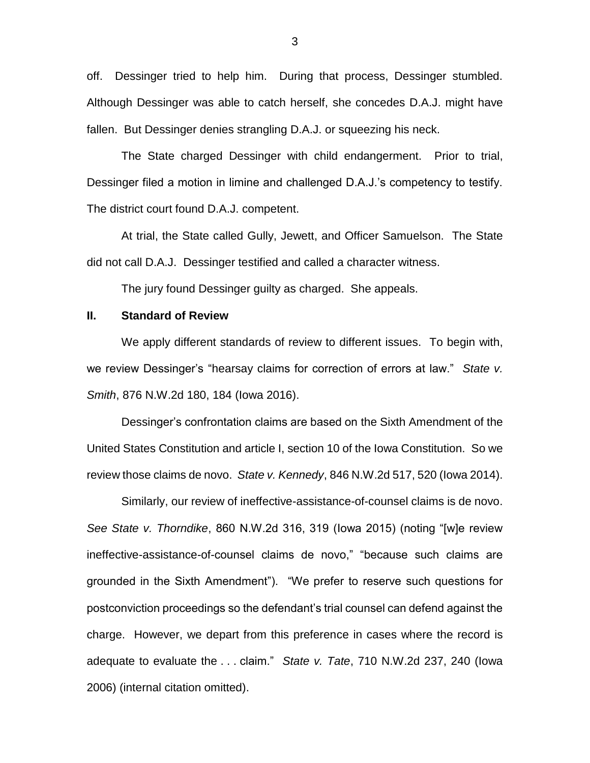off. Dessinger tried to help him. During that process, Dessinger stumbled. Although Dessinger was able to catch herself, she concedes D.A.J. might have fallen. But Dessinger denies strangling D.A.J. or squeezing his neck.

The State charged Dessinger with child endangerment. Prior to trial, Dessinger filed a motion in limine and challenged D.A.J.'s competency to testify. The district court found D.A.J. competent.

At trial, the State called Gully, Jewett, and Officer Samuelson. The State did not call D.A.J. Dessinger testified and called a character witness.

The jury found Dessinger guilty as charged. She appeals.

## II. Standard of Review

We apply different standards of review to different issues. To begin with, we review Dessinger's "hearsay claims for correction of errors at law." *State v. Smith*, 876 N.W.2d 180, 184 (Iowa 2016).

Dessinger's confrontation claims are based on the Sixth Amendment of the United States Constitution and article I, section 10 of the Iowa Constitution. So we review those claims de novo. *State v. Kennedy*, 846 N.W.2d 517, 520 (Iowa 2014).

Similarly, our review of ineffective-assistance-of-counsel claims is de novo. *See State v. Thorndike*, 860 N.W.2d 316, 319 (Iowa 2015) (noting "[w]e review ineffective-assistance-of-counsel claims de novo," "because such claims are grounded in the Sixth Amendment"). "We prefer to reserve such questions for postconviction proceedings so the defendant's trial counsel can defend against the charge. However, we depart from this preference in cases where the record is adequate to evaluate the . . . claim." *State v. Tate*, 710 N.W.2d 237, 240 (Iowa 2006) (internal citation omitted).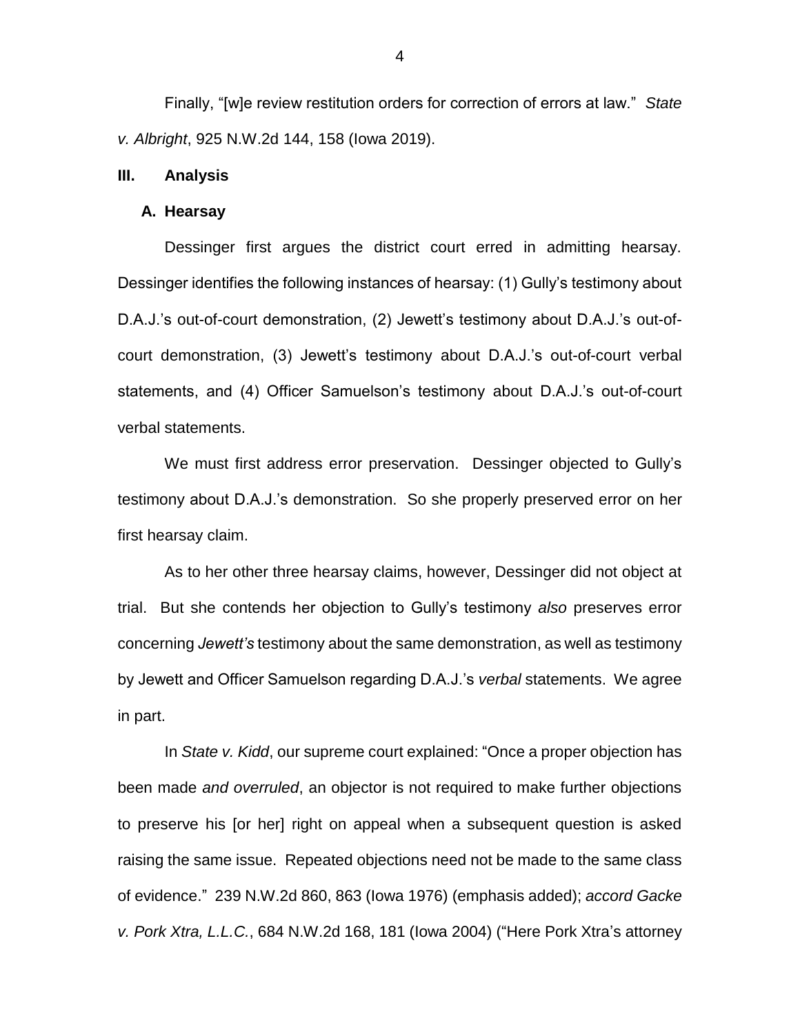Finally, "[w]e review restitution orders for correction of errors at law." *State v. Albright*, 925 N.W.2d 144, 158 (Iowa 2019).

## III. Analysis

### A. Hearsay

Dessinger first argues the district court erred in admitting hearsay. Dessinger identifies the following instances of hearsay: (1) Gully's testimony about D.A.J.'s out-of-court demonstration, (2) Jewett's testimony about D.A.J.'s out-of-court demonstration, (3) Jewett's testimony about D.A.J.'s out-of-court verbal statements, and (4) Officer Samuelson's testimony about D.A.J.'s out-of-court verbal statements.

We must first address error preservation. Dessinger objected to Gully's testimony about D.A.J.'s demonstration. So she properly preserved error on her first hearsay claim.

As to her other three hearsay claims, however, Dessinger did not object at trial. But she contends her objection to Gully's testimony *also* preserves error concerning *Jewett's* testimony about the same demonstration, as well as testimony by Jewett and Officer Samuelson regarding D.A.J.'s *verbal* statements. We agree in part.

In *State v. Kidd*, our supreme court explained: "Once a proper objection has been made *and overruled*, an objector is not required to make further objections to preserve his [or her] right on appeal when a subsequent question is asked raising the same issue. Repeated objections need not be made to the same class of evidence." 239 N.W.2d 860, 863 (Iowa 1976) (emphasis added); *accord Gacke v. Pork Xtra, L.L.C.*, 684 N.W.2d 168, 181 (Iowa 2004) ("Here Pork Xtra's attorney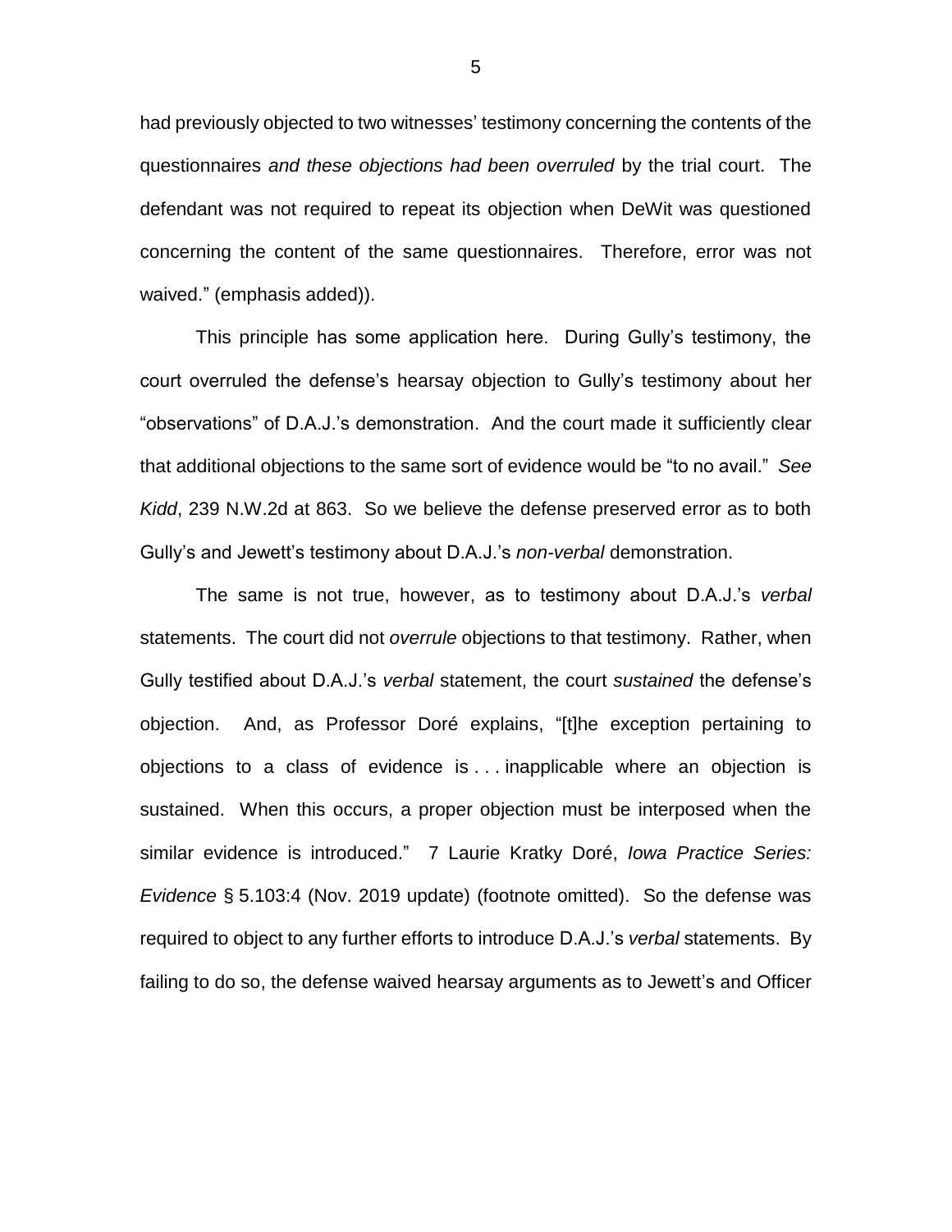had previously objected to two witnesses' testimony concerning the contents of the questionnaires *and these objections had been overruled* by the trial court. The defendant was not required to repeat its objection when DeWit was questioned concerning the content of the same questionnaires. Therefore, error was not waived." (emphasis added)).

This principle has some application here. During Gully's testimony, the court overruled the defense's hearsay objection to Gully's testimony about her "observations" of D.A.J.'s demonstration. And the court made it sufficiently clear that additional objections to the same sort of evidence would be "to no avail." *See Kidd*, 239 N.W.2d at 863. So we believe the defense preserved error as to both Gully's and Jewett's testimony about D.A.J.'s *non-verbal* demonstration.

The same is not true, however, as to testimony about D.A.J.'s *verbal* statements. The court did not *overrule* objections to that testimony. Rather, when Gully testified about D.A.J.'s *verbal* statement, the court *sustained* the defense's objection. And, as Professor Doré explains, "[t]he exception pertaining to objections to a class of evidence is . . . inapplicable where an objection is sustained. When this occurs, a proper objection must be interposed when the similar evidence is introduced." 7 Laurie Kratky Doré, *Iowa Practice Series: Evidence* § 5.103:4 (Nov. 2019 update) (footnote omitted). So the defense was required to object to any further efforts to introduce D.A.J.'s *verbal* statements. By failing to do so, the defense waived hearsay arguments as to Jewett's and Officer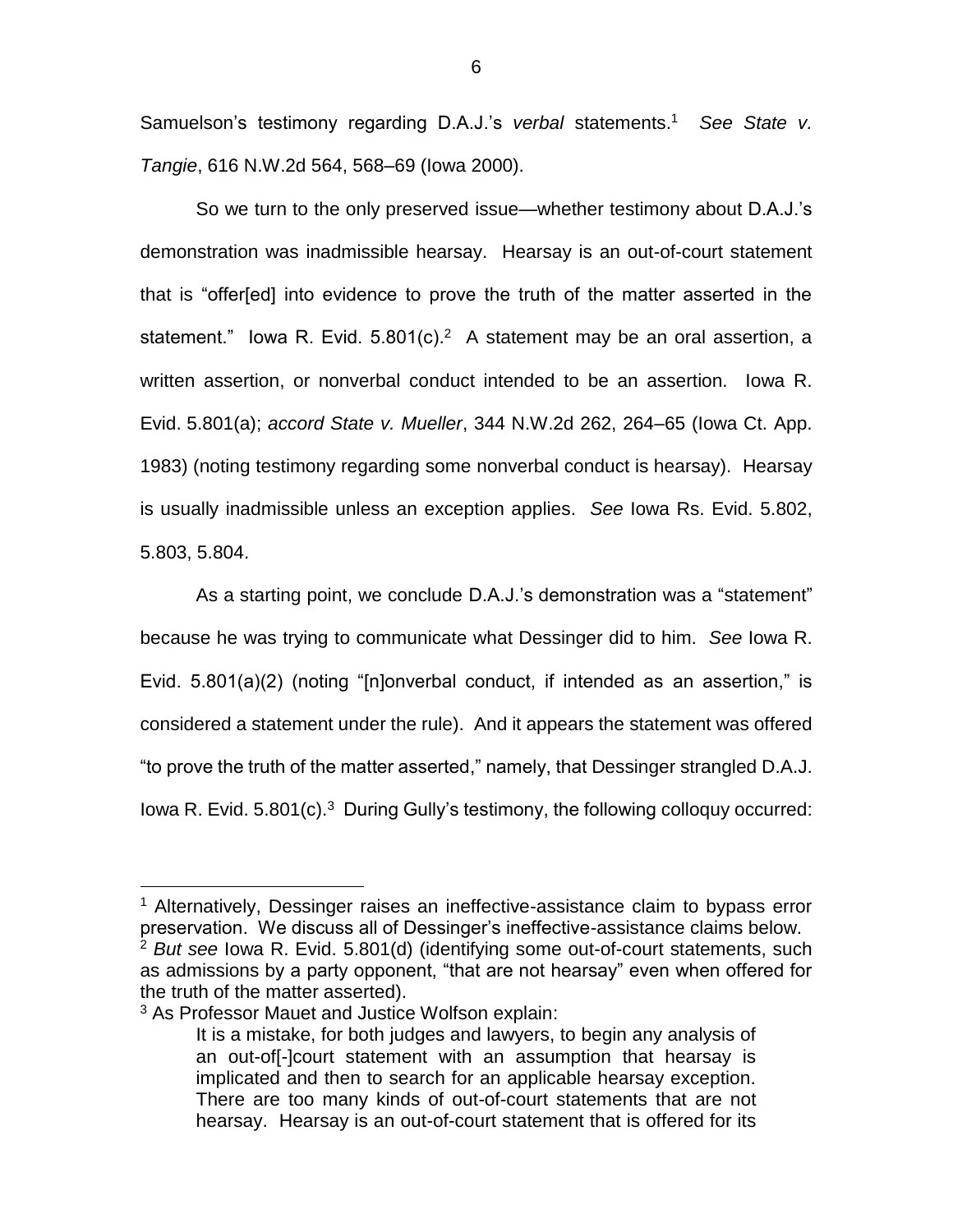Samuelson's testimony regarding D.A.J.'s *verbal* statements.[1] *See State v. Tangie*, 616 N.W.2d 564, 568–69 (Iowa 2000).

So we turn to the only preserved issue—whether testimony about D.A.J.'s demonstration was inadmissible hearsay. Hearsay is an out-of-court statement that is "offer[ed] into evidence to prove the truth of the matter asserted in the statement." Iowa R. Evid. 5.801(c).[2] A statement may be an oral assertion, a written assertion, or nonverbal conduct intended to be an assertion. Iowa R. Evid. 5.801(a); *accord State v. Mueller*, 344 N.W.2d 262, 264–65 (Iowa Ct. App. 1983) (noting testimony regarding some nonverbal conduct is hearsay). Hearsay is usually inadmissible unless an exception applies. *See* Iowa Rs. Evid. 5.802, 5.803, 5.804.

As a starting point, we conclude D.A.J.'s demonstration was a "statement" because he was trying to communicate what Dessinger did to him. *See* Iowa R. Evid. 5.801(a)(2) (noting "[n]onverbal conduct, if intended as an assertion," is considered a statement under the rule). And it appears the statement was offered "to prove the truth of the matter asserted," namely, that Dessinger strangled D.A.J. Iowa R. Evid. 5.801(c).[3] During Gully's testimony, the following colloquy occurred:

---

[1] Alternatively, Dessinger raises an ineffective-assistance claim to bypass error preservation. We discuss all of Dessinger's ineffective-assistance claims below.

[2] *But see* Iowa R. Evid. 5.801(d) (identifying some out-of-court statements, such as admissions by a party opponent, "that are not hearsay" even when offered for the truth of the matter asserted).

[3] As Professor Mauet and Justice Wolfson explain:

> It is a mistake, for both judges and lawyers, to begin any analysis of an out-of[-]court statement with an assumption that hearsay is implicated and then to search for an applicable hearsay exception. There are too many kinds of out-of-court statements that are not hearsay. Hearsay is an out-of-court statement that is offered for its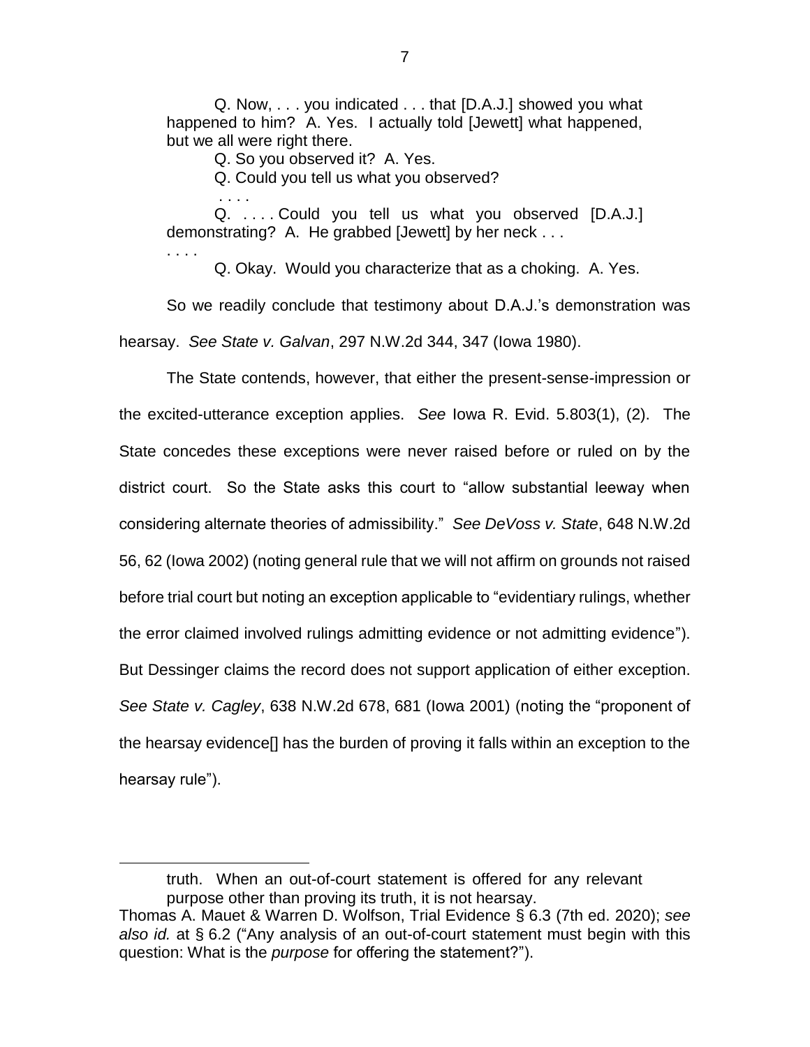> Q. Now, . . . you indicated . . . that [D.A.J.] showed you what happened to him? A. Yes. I actually told [Jewett] what happened, but we all were right there.
>
> Q. So you observed it? A. Yes.
>
> Q. Could you tell us what you observed?
>
> . . . .
>
> Q. . . . . Could you tell us what you observed [D.A.J.] demonstrating? A. He grabbed [Jewett] by her neck . . .
>
> . . . .
>
> Q. Okay. Would you characterize that as a choking. A. Yes.

So we readily conclude that testimony about D.A.J.'s demonstration was hearsay. *See State v. Galvan*, 297 N.W.2d 344, 347 (Iowa 1980).

The State contends, however, that either the present-sense-impression or the excited-utterance exception applies. *See* Iowa R. Evid. 5.803(1), (2). The State concedes these exceptions were never raised before or ruled on by the district court. So the State asks this court to "allow substantial leeway when considering alternate theories of admissibility." *See DeVoss v. State*, 648 N.W.2d 56, 62 (Iowa 2002) (noting general rule that we will not affirm on grounds not raised before trial court but noting an exception applicable to "evidentiary rulings, whether the error claimed involved rulings admitting evidence or not admitting evidence"). But Dessinger claims the record does not support application of either exception. *See State v. Cagley*, 638 N.W.2d 678, 681 (Iowa 2001) (noting the "proponent of the hearsay evidence[] has the burden of proving it falls within an exception to the hearsay rule").

---

> truth. When an out-of-court statement is offered for any relevant purpose other than proving its truth, it is not hearsay.

Thomas A. Mauet & Warren D. Wolfson, Trial Evidence § 6.3 (7th ed. 2020); *see also id.* at § 6.2 ("Any analysis of an out-of-court statement must begin with this question: What is the *purpose* for offering the statement?").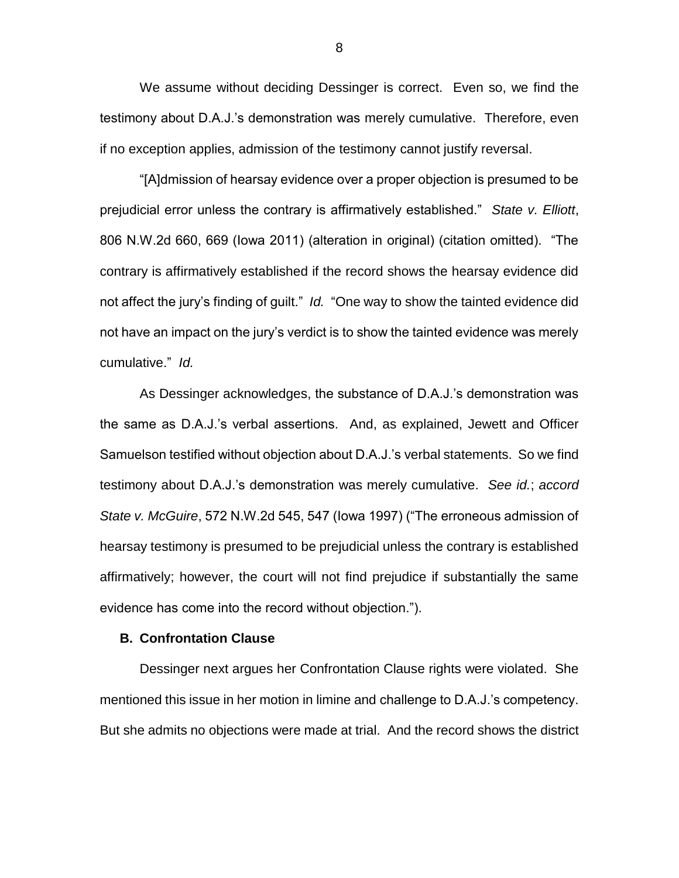We assume without deciding Dessinger is correct. Even so, we find the testimony about D.A.J.'s demonstration was merely cumulative. Therefore, even if no exception applies, admission of the testimony cannot justify reversal.

"[A]dmission of hearsay evidence over a proper objection is presumed to be prejudicial error unless the contrary is affirmatively established." *State v. Elliott*, 806 N.W.2d 660, 669 (Iowa 2011) (alteration in original) (citation omitted). "The contrary is affirmatively established if the record shows the hearsay evidence did not affect the jury's finding of guilt." *Id.* "One way to show the tainted evidence did not have an impact on the jury's verdict is to show the tainted evidence was merely cumulative." *Id.*

As Dessinger acknowledges, the substance of D.A.J.'s demonstration was the same as D.A.J.'s verbal assertions. And, as explained, Jewett and Officer Samuelson testified without objection about D.A.J.'s verbal statements. So we find testimony about D.A.J.'s demonstration was merely cumulative. *See id.*; *accord State v. McGuire*, 572 N.W.2d 545, 547 (Iowa 1997) ("The erroneous admission of hearsay testimony is presumed to be prejudicial unless the contrary is established affirmatively; however, the court will not find prejudice if substantially the same evidence has come into the record without objection.").

### B. Confrontation Clause

Dessinger next argues her Confrontation Clause rights were violated. She mentioned this issue in her motion in limine and challenge to D.A.J.'s competency. But she admits no objections were made at trial. And the record shows the district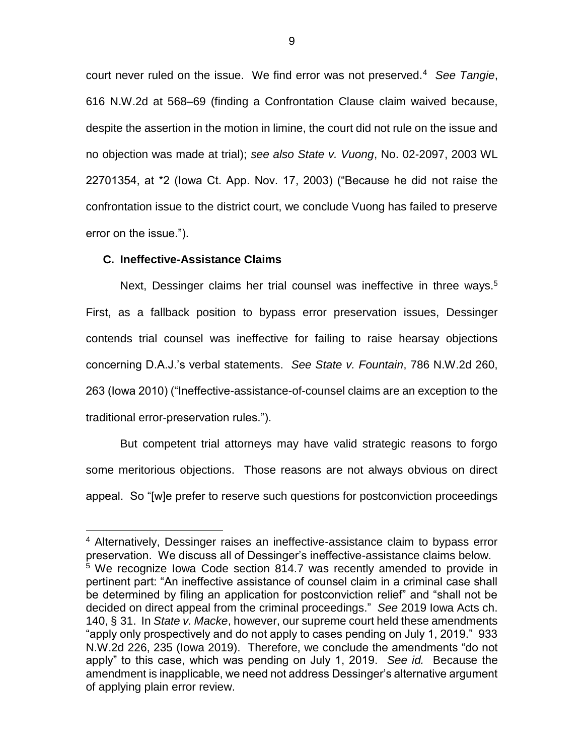court never ruled on the issue. We find error was not preserved.[4] *See Tangie*, 616 N.W.2d at 568–69 (finding a Confrontation Clause claim waived because, despite the assertion in the motion in limine, the court did not rule on the issue and no objection was made at trial); *see also State v. Vuong*, No. 02-2097, 2003 WL 22701354, at *2 (Iowa Ct. App. Nov. 17, 2003) ("Because he did not raise the confrontation issue to the district court, we conclude Vuong has failed to preserve error on the issue.").

### C. Ineffective-Assistance Claims

Next, Dessinger claims her trial counsel was ineffective in three ways.[5] First, as a fallback position to bypass error preservation issues, Dessinger contends trial counsel was ineffective for failing to raise hearsay objections concerning D.A.J.'s verbal statements. *See State v. Fountain*, 786 N.W.2d 260, 263 (Iowa 2010) ("Ineffective-assistance-of-counsel claims are an exception to the traditional error-preservation rules.").

But competent trial attorneys may have valid strategic reasons to forgo some meritorious objections. Those reasons are not always obvious on direct appeal. So "[w]e prefer to reserve such questions for postconviction proceedings

---

[4] Alternatively, Dessinger raises an ineffective-assistance claim to bypass error preservation. We discuss all of Dessinger's ineffective-assistance claims below.

[5] We recognize Iowa Code section 814.7 was recently amended to provide in pertinent part: "An ineffective assistance of counsel claim in a criminal case shall be determined by filing an application for postconviction relief" and "shall not be decided on direct appeal from the criminal proceedings." *See* 2019 Iowa Acts ch. 140, § 31. In *State v. Macke*, however, our supreme court held these amendments "apply only prospectively and do not apply to cases pending on July 1, 2019." 933 N.W.2d 226, 235 (Iowa 2019). Therefore, we conclude the amendments "do not apply" to this case, which was pending on July 1, 2019. *See id.* Because the amendment is inapplicable, we need not address Dessinger's alternative argument of applying plain error review.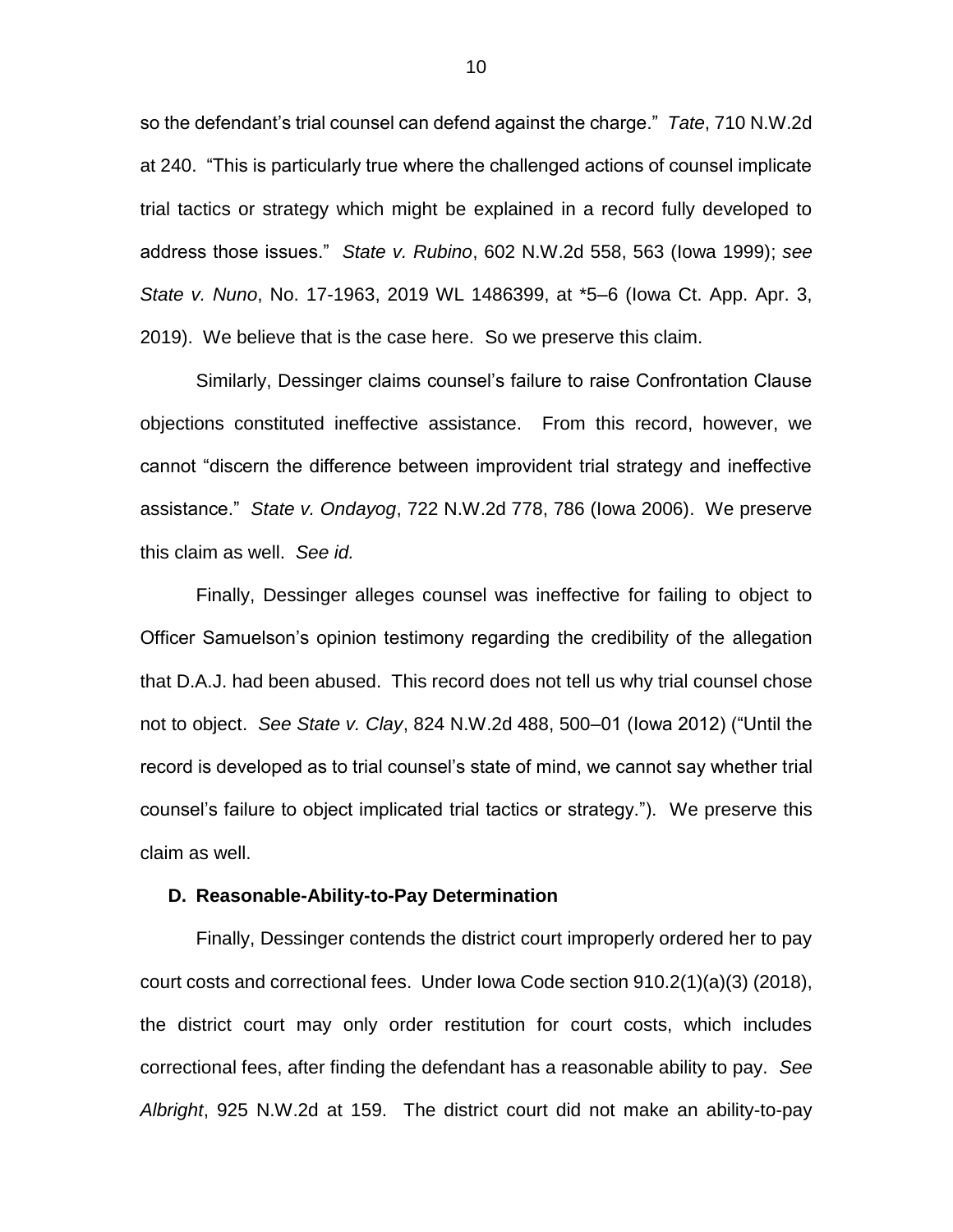so the defendant's trial counsel can defend against the charge." *Tate*, 710 N.W.2d at 240. "This is particularly true where the challenged actions of counsel implicate trial tactics or strategy which might be explained in a record fully developed to address those issues." *State v. Rubino*, 602 N.W.2d 558, 563 (Iowa 1999); *see State v. Nuno*, No. 17-1963, 2019 WL 1486399, at *5–6 (Iowa Ct. App. Apr. 3, 2019). We believe that is the case here. So we preserve this claim.

Similarly, Dessinger claims counsel's failure to raise Confrontation Clause objections constituted ineffective assistance. From this record, however, we cannot "discern the difference between improvident trial strategy and ineffective assistance." *State v. Ondayog*, 722 N.W.2d 778, 786 (Iowa 2006). We preserve this claim as well. *See id.*

Finally, Dessinger alleges counsel was ineffective for failing to object to Officer Samuelson's opinion testimony regarding the credibility of the allegation that D.A.J. had been abused. This record does not tell us why trial counsel chose not to object. *See State v. Clay*, 824 N.W.2d 488, 500–01 (Iowa 2012) ("Until the record is developed as to trial counsel's state of mind, we cannot say whether trial counsel's failure to object implicated trial tactics or strategy."). We preserve this claim as well.

### D. Reasonable-Ability-to-Pay Determination

Finally, Dessinger contends the district court improperly ordered her to pay court costs and correctional fees. Under Iowa Code section 910.2(1)(a)(3) (2018), the district court may only order restitution for court costs, which includes correctional fees, after finding the defendant has a reasonable ability to pay. *See Albright*, 925 N.W.2d at 159. The district court did not make an ability-to-pay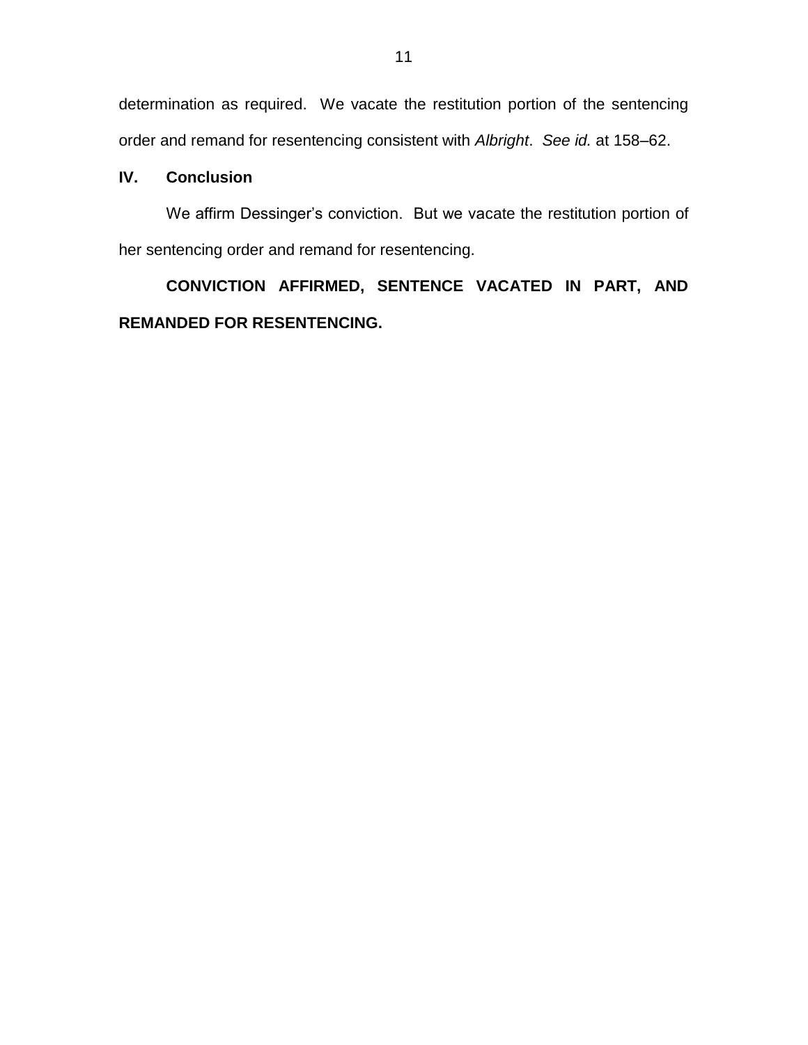determination as required. We vacate the restitution portion of the sentencing order and remand for resentencing consistent with *Albright*. *See id.* at 158–62.

## IV. Conclusion

We affirm Dessinger's conviction. But we vacate the restitution portion of her sentencing order and remand for resentencing.

**CONVICTION AFFIRMED, SENTENCE VACATED IN PART, AND REMANDED FOR RESENTENCING.**